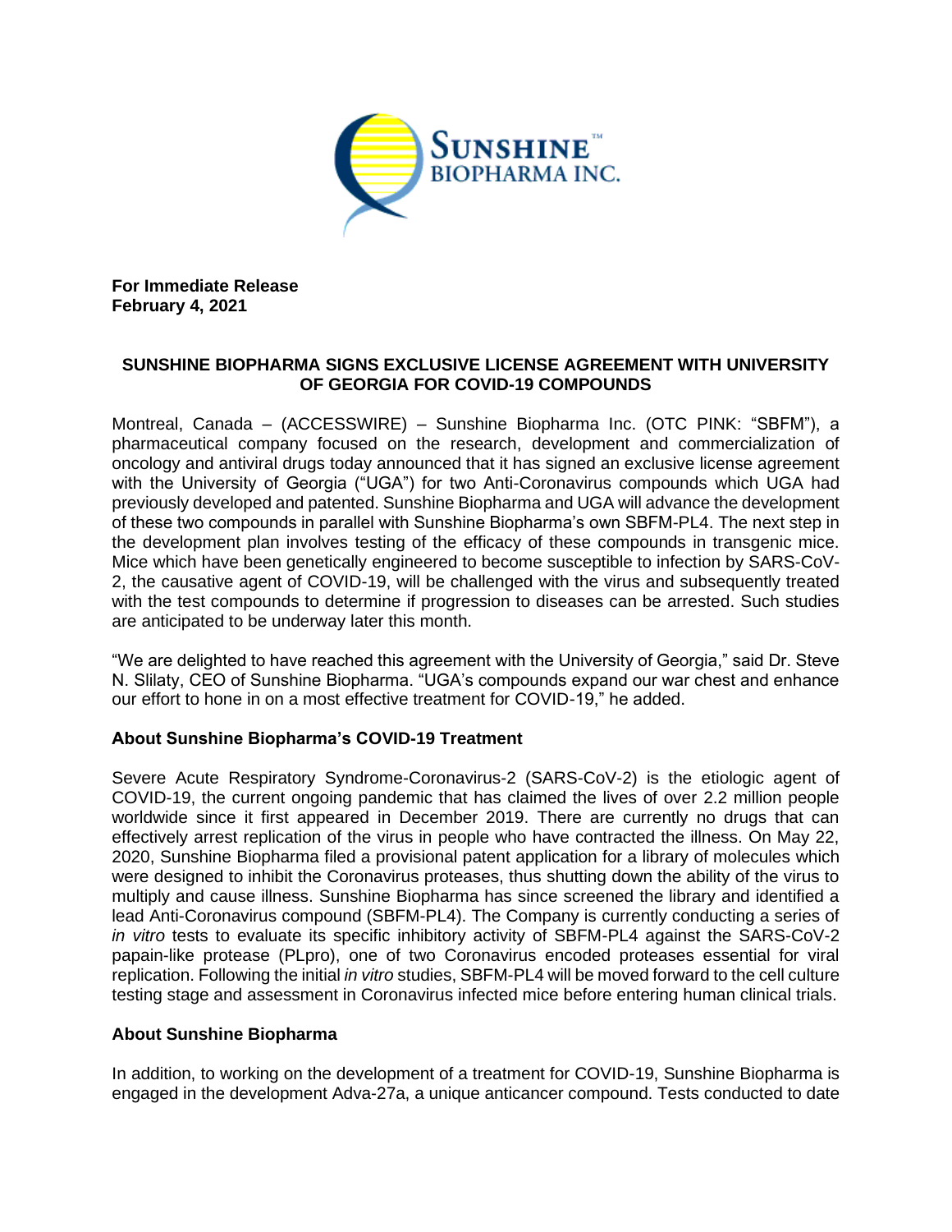**For Immediate Release**
**February 4, 2021**

## SUNSHINE BIOPHARMA SIGNS EXCLUSIVE LICENSE AGREEMENT WITH UNIVERSITY OF GEORGIA FOR COVID-19 COMPOUNDS

Montreal, Canada – (ACCESSWIRE) – Sunshine Biopharma Inc. (OTC PINK: "SBFM"), a pharmaceutical company focused on the research, development and commercialization of oncology and antiviral drugs today announced that it has signed an exclusive license agreement with the University of Georgia ("UGA") for two Anti-Coronavirus compounds which UGA had previously developed and patented. Sunshine Biopharma and UGA will advance the development of these two compounds in parallel with Sunshine Biopharma's own SBFM-PL4. The next step in the development plan involves testing of the efficacy of these compounds in transgenic mice. Mice which have been genetically engineered to become susceptible to infection by SARS-CoV-2, the causative agent of COVID-19, will be challenged with the virus and subsequently treated with the test compounds to determine if progression to diseases can be arrested. Such studies are anticipated to be underway later this month.

"We are delighted to have reached this agreement with the University of Georgia," said Dr. Steve N. Slilaty, CEO of Sunshine Biopharma. "UGA's compounds expand our war chest and enhance our effort to hone in on a most effective treatment for COVID-19," he added.

### About Sunshine Biopharma's COVID-19 Treatment

Severe Acute Respiratory Syndrome-Coronavirus-2 (SARS-CoV-2) is the etiologic agent of COVID-19, the current ongoing pandemic that has claimed the lives of over 2.2 million people worldwide since it first appeared in December 2019. There are currently no drugs that can effectively arrest replication of the virus in people who have contracted the illness. On May 22, 2020, Sunshine Biopharma filed a provisional patent application for a library of molecules which were designed to inhibit the Coronavirus proteases, thus shutting down the ability of the virus to multiply and cause illness. Sunshine Biopharma has since screened the library and identified a lead Anti-Coronavirus compound (SBFM-PL4). The Company is currently conducting a series of *in vitro* tests to evaluate its specific inhibitory activity of SBFM-PL4 against the SARS-CoV-2 papain-like protease (PLpro), one of two Coronavirus encoded proteases essential for viral replication. Following the initial *in vitro* studies, SBFM-PL4 will be moved forward to the cell culture testing stage and assessment in Coronavirus infected mice before entering human clinical trials.

### About Sunshine Biopharma

In addition, to working on the development of a treatment for COVID-19, Sunshine Biopharma is engaged in the development Adva-27a, a unique anticancer compound. Tests conducted to date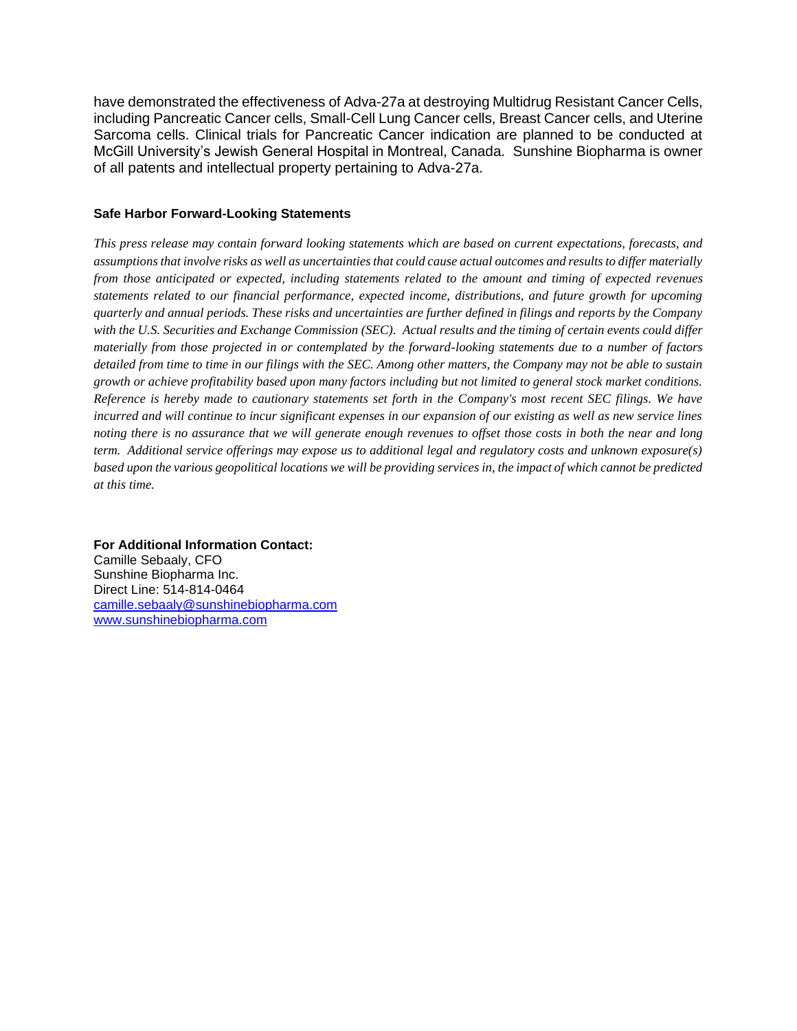have demonstrated the effectiveness of Adva-27a at destroying Multidrug Resistant Cancer Cells, including Pancreatic Cancer cells, Small-Cell Lung Cancer cells, Breast Cancer cells, and Uterine Sarcoma cells. Clinical trials for Pancreatic Cancer indication are planned to be conducted at McGill University's Jewish General Hospital in Montreal, Canada. Sunshine Biopharma is owner of all patents and intellectual property pertaining to Adva-27a.

**Safe Harbor Forward-Looking Statements**

*This press release may contain forward looking statements which are based on current expectations, forecasts, and assumptions that involve risks as well as uncertainties that could cause actual outcomes and results to differ materially from those anticipated or expected, including statements related to the amount and timing of expected revenues statements related to our financial performance, expected income, distributions, and future growth for upcoming quarterly and annual periods. These risks and uncertainties are further defined in filings and reports by the Company with the U.S. Securities and Exchange Commission (SEC). Actual results and the timing of certain events could differ materially from those projected in or contemplated by the forward-looking statements due to a number of factors detailed from time to time in our filings with the SEC. Among other matters, the Company may not be able to sustain growth or achieve profitability based upon many factors including but not limited to general stock market conditions. Reference is hereby made to cautionary statements set forth in the Company's most recent SEC filings. We have incurred and will continue to incur significant expenses in our expansion of our existing as well as new service lines noting there is no assurance that we will generate enough revenues to offset those costs in both the near and long term. Additional service offerings may expose us to additional legal and regulatory costs and unknown exposure(s) based upon the various geopolitical locations we will be providing services in, the impact of which cannot be predicted at this time.*

**For Additional Information Contact:**
Camille Sebaaly, CFO
Sunshine Biopharma Inc.
Direct Line: 514-814-0464
camille.sebaaly@sunshinebiopharma.com
www.sunshinebiopharma.com